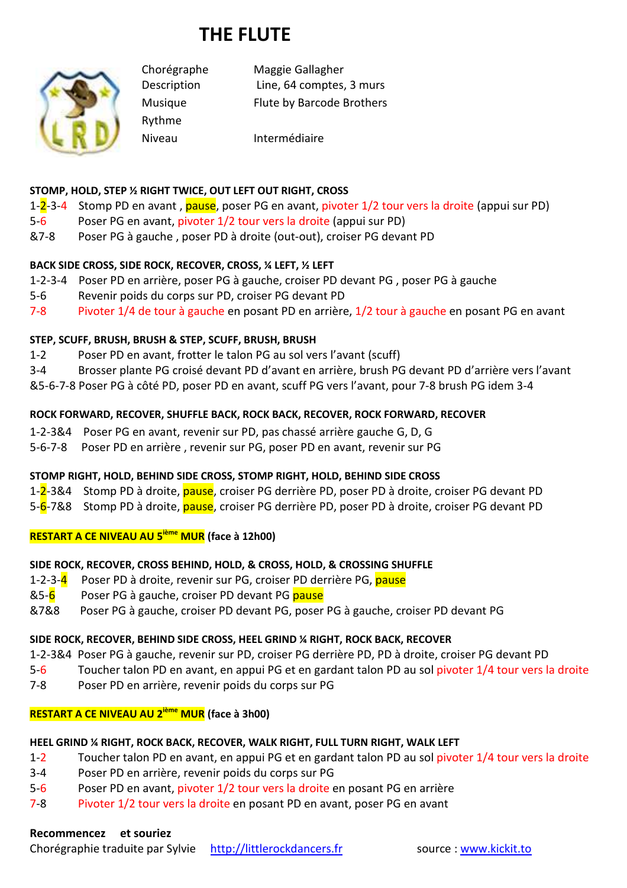# THE FLUTE

| | |
|---|---|
| Chorégraphe | Maggie Gallagher |
| Description | Line, 64 comptes, 3 murs |
| Musique | Flute by Barcode Brothers |
| Rythme | |
| Niveau | Intermédiaire |

**STOMP, HOLD, STEP ½ RIGHT TWICE, OUT LEFT OUT RIGHT, CROSS**

1-2-3-4 Stomp PD en avant , pause, poser PG en avant, pivoter 1/2 tour vers la droite (appui sur PD)
5-6 Poser PG en avant, pivoter 1/2 tour vers la droite (appui sur PD)
&7-8 Poser PG à gauche , poser PD à droite (out-out), croiser PG devant PD

**BACK SIDE CROSS, SIDE ROCK, RECOVER, CROSS, ¼ LEFT, ½ LEFT**

1-2-3-4 Poser PD en arrière, poser PG à gauche, croiser PD devant PG , poser PG à gauche
5-6 Revenir poids du corps sur PD, croiser PG devant PD
7-8 Pivoter 1/4 de tour à gauche en posant PD en arrière, 1/2 tour à gauche en posant PG en avant

**STEP, SCUFF, BRUSH, BRUSH & STEP, SCUFF, BRUSH, BRUSH**

1-2 Poser PD en avant, frotter le talon PG au sol vers l'avant (scuff)
3-4 Brosser plante PG croisé devant PD d'avant en arrière, brush PG devant PD d'arrière vers l'avant
&5-6-7-8 Poser PG à côté PD, poser PD en avant, scuff PG vers l'avant, pour 7-8 brush PG idem 3-4

**ROCK FORWARD, RECOVER, SHUFFLE BACK, ROCK BACK, RECOVER, ROCK FORWARD, RECOVER**

1-2-3&4 Poser PG en avant, revenir sur PD, pas chassé arrière gauche G, D, G
5-6-7-8 Poser PD en arrière , revenir sur PG, poser PD en avant, revenir sur PG

**STOMP RIGHT, HOLD, BEHIND SIDE CROSS, STOMP RIGHT, HOLD, BEHIND SIDE CROSS**

1-2-3&4 Stomp PD à droite, pause, croiser PG derrière PD, poser PD à droite, croiser PG devant PD
5-6-7&8 Stomp PD à droite, pause, croiser PG derrière PD, poser PD à droite, croiser PG devant PD

**RESTART A CE NIVEAU AU 5ième MUR (face à 12h00)**

**SIDE ROCK, RECOVER, CROSS BEHIND, HOLD, & CROSS, HOLD, & CROSSING SHUFFLE**

1-2-3-4 Poser PD à droite, revenir sur PG, croiser PD derrière PG, pause
&5-6 Poser PG à gauche, croiser PD devant PG pause
&7&8 Poser PG à gauche, croiser PD devant PG, poser PG à gauche, croiser PD devant PG

**SIDE ROCK, RECOVER, BEHIND SIDE CROSS, HEEL GRIND ¼ RIGHT, ROCK BACK, RECOVER**

1-2-3&4 Poser PG à gauche, revenir sur PD, croiser PG derrière PD, PD à droite, croiser PG devant PD
5-6 Toucher talon PD en avant, en appui PG et en gardant talon PD au sol pivoter 1/4 tour vers la droite
7-8 Poser PD en arrière, revenir poids du corps sur PG

**RESTART A CE NIVEAU AU 2ième MUR (face à 3h00)**

**HEEL GRIND ¼ RIGHT, ROCK BACK, RECOVER, WALK RIGHT, FULL TURN RIGHT, WALK LEFT**

1-2 Toucher talon PD en avant, en appui PG et en gardant talon PD au sol pivoter 1/4 tour vers la droite
3-4 Poser PD en arrière, revenir poids du corps sur PG
5-6 Poser PD en avant, pivoter 1/2 tour vers la droite en posant PG en arrière
7-8 Pivoter 1/2 tour vers la droite en posant PD en avant, poser PG en avant

**Recommencez et souriez**

Chorégraphie traduite par Sylvie http://littlerockdancers.fr source : www.kickit.to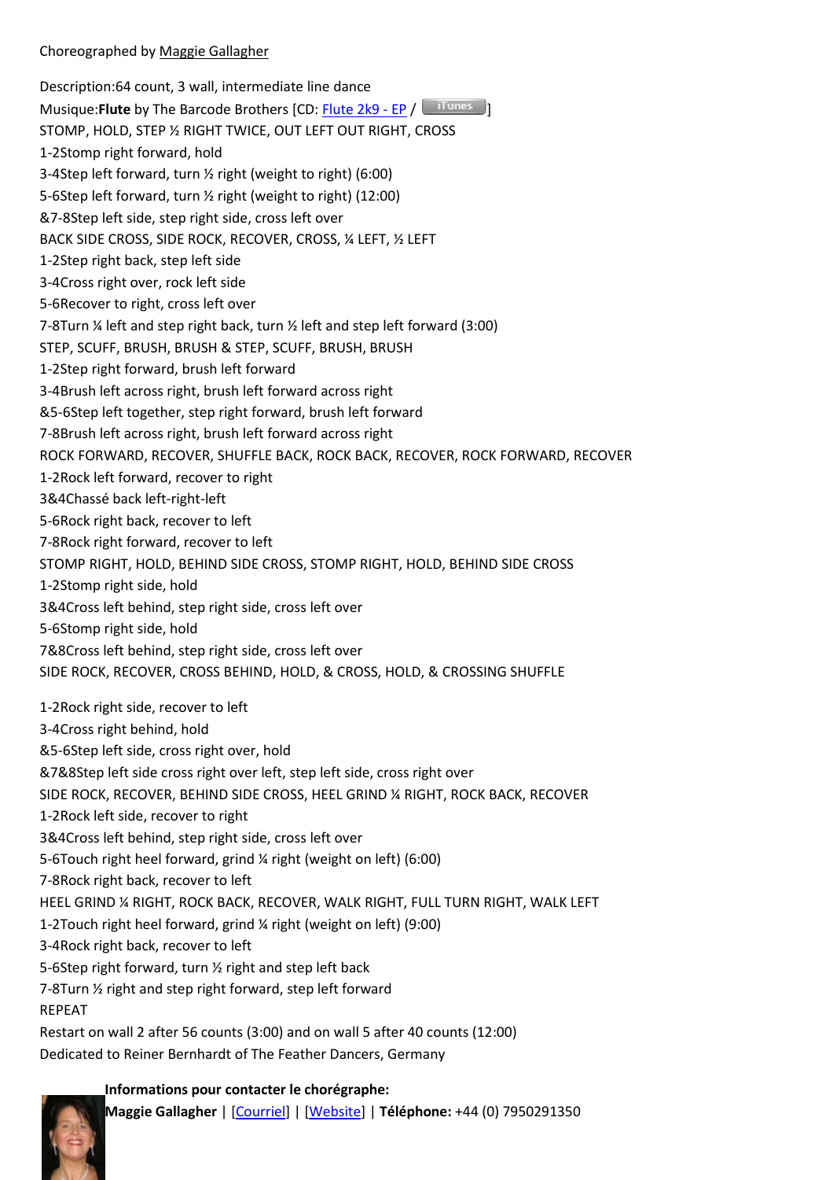Choreographed by Maggie Gallagher

Description:64 count, 3 wall, intermediate line dance

Musique:**Flute** by The Barcode Brothers [CD: Flute 2k9 - EP / iTunes]

STOMP, HOLD, STEP ½ RIGHT TWICE, OUT LEFT OUT RIGHT, CROSS

1-2Stomp right forward, hold

3-4Step left forward, turn ½ right (weight to right) (6:00)

5-6Step left forward, turn ½ right (weight to right) (12:00)

&7-8Step left side, step right side, cross left over

BACK SIDE CROSS, SIDE ROCK, RECOVER, CROSS, ¼ LEFT, ½ LEFT

1-2Step right back, step left side

3-4Cross right over, rock left side

5-6Recover to right, cross left over

7-8Turn ¼ left and step right back, turn ½ left and step left forward (3:00)

STEP, SCUFF, BRUSH, BRUSH & STEP, SCUFF, BRUSH, BRUSH

1-2Step right forward, brush left forward

3-4Brush left across right, brush left forward across right

&5-6Step left together, step right forward, brush left forward

7-8Brush left across right, brush left forward across right

ROCK FORWARD, RECOVER, SHUFFLE BACK, ROCK BACK, RECOVER, ROCK FORWARD, RECOVER

1-2Rock left forward, recover to right

3&4Chassé back left-right-left

5-6Rock right back, recover to left

7-8Rock right forward, recover to left

STOMP RIGHT, HOLD, BEHIND SIDE CROSS, STOMP RIGHT, HOLD, BEHIND SIDE CROSS

1-2Stomp right side, hold

3&4Cross left behind, step right side, cross left over

5-6Stomp right side, hold

7&8Cross left behind, step right side, cross left over

SIDE ROCK, RECOVER, CROSS BEHIND, HOLD, & CROSS, HOLD, & CROSSING SHUFFLE

1-2Rock right side, recover to left

3-4Cross right behind, hold

&5-6Step left side, cross right over, hold

&7&8Step left side cross right over left, step left side, cross right over

SIDE ROCK, RECOVER, BEHIND SIDE CROSS, HEEL GRIND ¼ RIGHT, ROCK BACK, RECOVER

1-2Rock left side, recover to right

3&4Cross left behind, step right side, cross left over

5-6Touch right heel forward, grind ¼ right (weight on left) (6:00)

7-8Rock right back, recover to left

HEEL GRIND ¼ RIGHT, ROCK BACK, RECOVER, WALK RIGHT, FULL TURN RIGHT, WALK LEFT

1-2Touch right heel forward, grind ¼ right (weight on left) (9:00)

3-4Rock right back, recover to left

5-6Step right forward, turn ½ right and step left back

7-8Turn ½ right and step right forward, step left forward

REPEAT

Restart on wall 2 after 56 counts (3:00) and on wall 5 after 40 counts (12:00)

Dedicated to Reiner Bernhardt of The Feather Dancers, Germany

**Informations pour contacter le chorégraphe:**

**Maggie Gallagher** | [Courriel] | [Website] | **Téléphone:** +44 (0) 7950291350